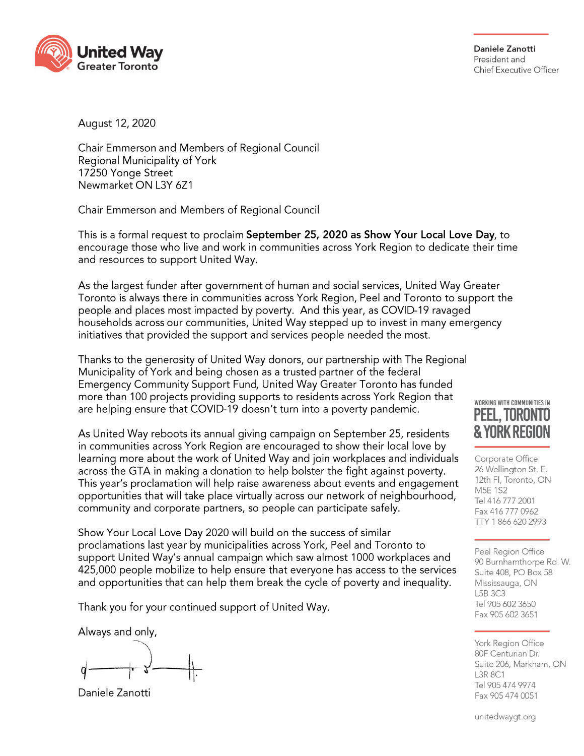**United Way**
Greater Toronto

**Daniele Zanotti**
President and
Chief Executive Officer

August 12, 2020

Chair Emmerson and Members of Regional Council
Regional Municipality of York
17250 Yonge Street
Newmarket ON L3Y 6Z1

Chair Emmerson and Members of Regional Council

This is a formal request to proclaim **September 25, 2020 as Show Your Local Love Day**, to encourage those who live and work in communities across York Region to dedicate their time and resources to support United Way.

As the largest funder after government of human and social services, United Way Greater Toronto is always there in communities across York Region, Peel and Toronto to support the people and places most impacted by poverty. And this year, as COVID-19 ravaged households across our communities, United Way stepped up to invest in many emergency initiatives that provided the support and services people needed the most.

Thanks to the generosity of United Way donors, our partnership with The Regional Municipality of York and being chosen as a trusted partner of the federal Emergency Community Support Fund, United Way Greater Toronto has funded more than 100 projects providing supports to residents across York Region that are helping ensure that COVID-19 doesn't turn into a poverty pandemic.

As United Way reboots its annual giving campaign on September 25, residents in communities across York Region are encouraged to show their local love by learning more about the work of United Way and join workplaces and individuals across the GTA in making a donation to help bolster the fight against poverty. This year's proclamation will help raise awareness about events and engagement opportunities that will take place virtually across our network of neighbourhood, community and corporate partners, so people can participate safely.

Show Your Local Love Day 2020 will build on the success of similar proclamations last year by municipalities across York, Peel and Toronto to support United Way's annual campaign which saw almost 1000 workplaces and 425,000 people mobilize to help ensure that everyone has access to the services and opportunities that can help them break the cycle of poverty and inequality.

Thank you for your continued support of United Way.

Always and only,

Daniele Zanotti

WORKING WITH COMMUNITIES IN
**PEEL, TORONTO & YORK REGION**

Corporate Office
26 Wellington St. E.
12th Fl, Toronto, ON
M5E 1S2
Tel 416 777 2001
Fax 416 777 0962
TTY 1 866 620 2993

Peel Region Office
90 Burnhamthorpe Rd. W.
Suite 408, PO Box 58
Mississauga, ON
L5B 3C3
Tel 905 602 3650
Fax 905 602 3651

York Region Office
80F Centurian Dr.
Suite 206, Markham, ON
L3R 8C1
Tel 905 474 9974
Fax 905 474 0051

unitedwaygt.org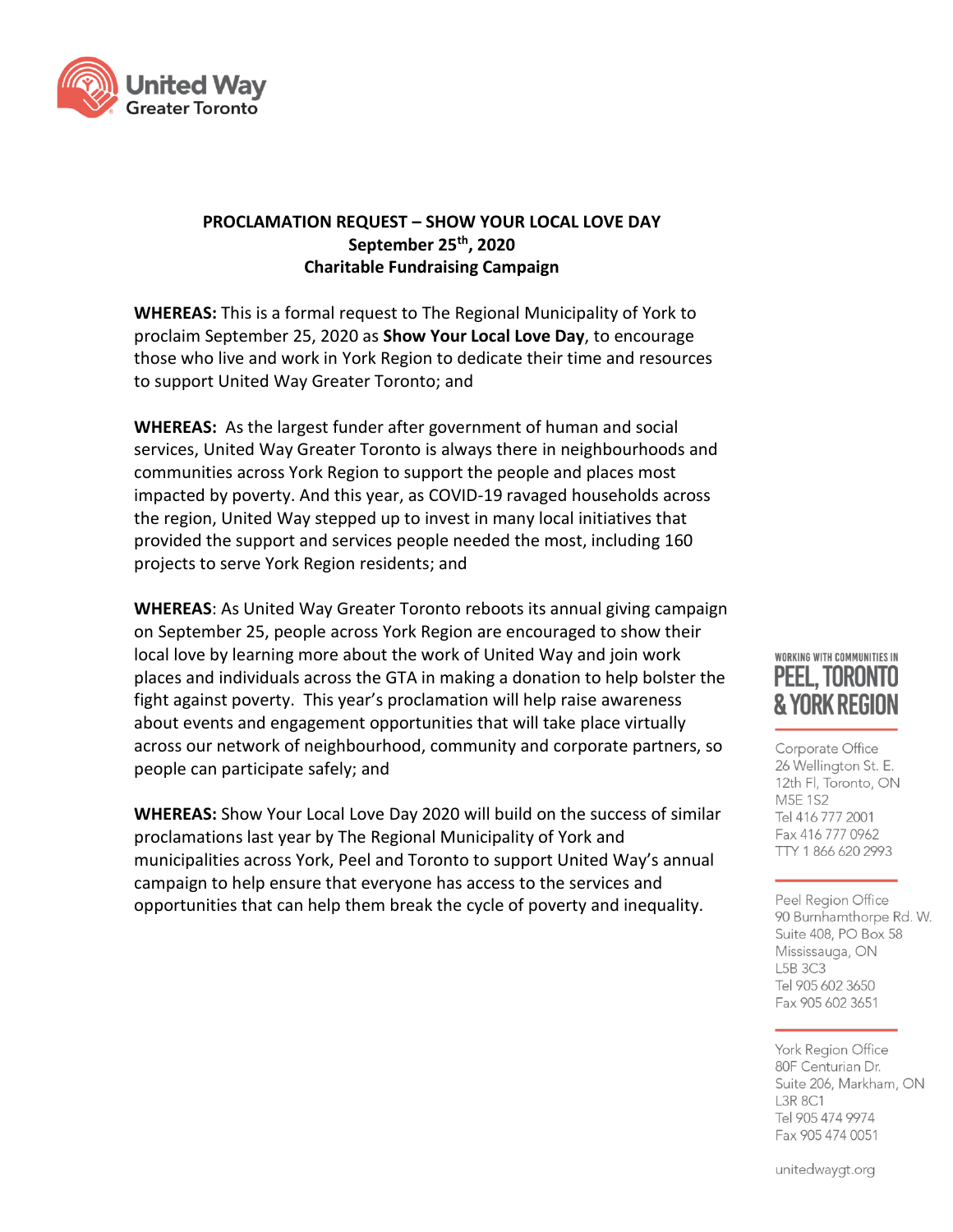United Way
Greater Toronto

**PROCLAMATION REQUEST – SHOW YOUR LOCAL LOVE DAY**
**September 25th, 2020**
**Charitable Fundraising Campaign**

**WHEREAS:** This is a formal request to The Regional Municipality of York to proclaim September 25, 2020 as **Show Your Local Love Day**, to encourage those who live and work in York Region to dedicate their time and resources to support United Way Greater Toronto; and

**WHEREAS:** As the largest funder after government of human and social services, United Way Greater Toronto is always there in neighbourhoods and communities across York Region to support the people and places most impacted by poverty. And this year, as COVID-19 ravaged households across the region, United Way stepped up to invest in many local initiatives that provided the support and services people needed the most, including 160 projects to serve York Region residents; and

**WHEREAS**: As United Way Greater Toronto reboots its annual giving campaign on September 25, people across York Region are encouraged to show their local love by learning more about the work of United Way and join work places and individuals across the GTA in making a donation to help bolster the fight against poverty. This year's proclamation will help raise awareness about events and engagement opportunities that will take place virtually across our network of neighbourhood, community and corporate partners, so people can participate safely; and

**WHEREAS:** Show Your Local Love Day 2020 will build on the success of similar proclamations last year by The Regional Municipality of York and municipalities across York, Peel and Toronto to support United Way's annual campaign to help ensure that everyone has access to the services and opportunities that can help them break the cycle of poverty and inequality.

WORKING WITH COMMUNITIES IN
PEEL, TORONTO & YORK REGION

Corporate Office
26 Wellington St. E.
12th Fl, Toronto, ON
M5E 1S2
Tel 416 777 2001
Fax 416 777 0962
TTY 1 866 620 2993

Peel Region Office
90 Burnhamthorpe Rd. W.
Suite 408, PO Box 58
Mississauga, ON
L5B 3C3
Tel 905 602 3650
Fax 905 602 3651

York Region Office
80F Centurian Dr.
Suite 206, Markham, ON
L3R 8C1
Tel 905 474 9974
Fax 905 474 0051

unitedwaygt.org